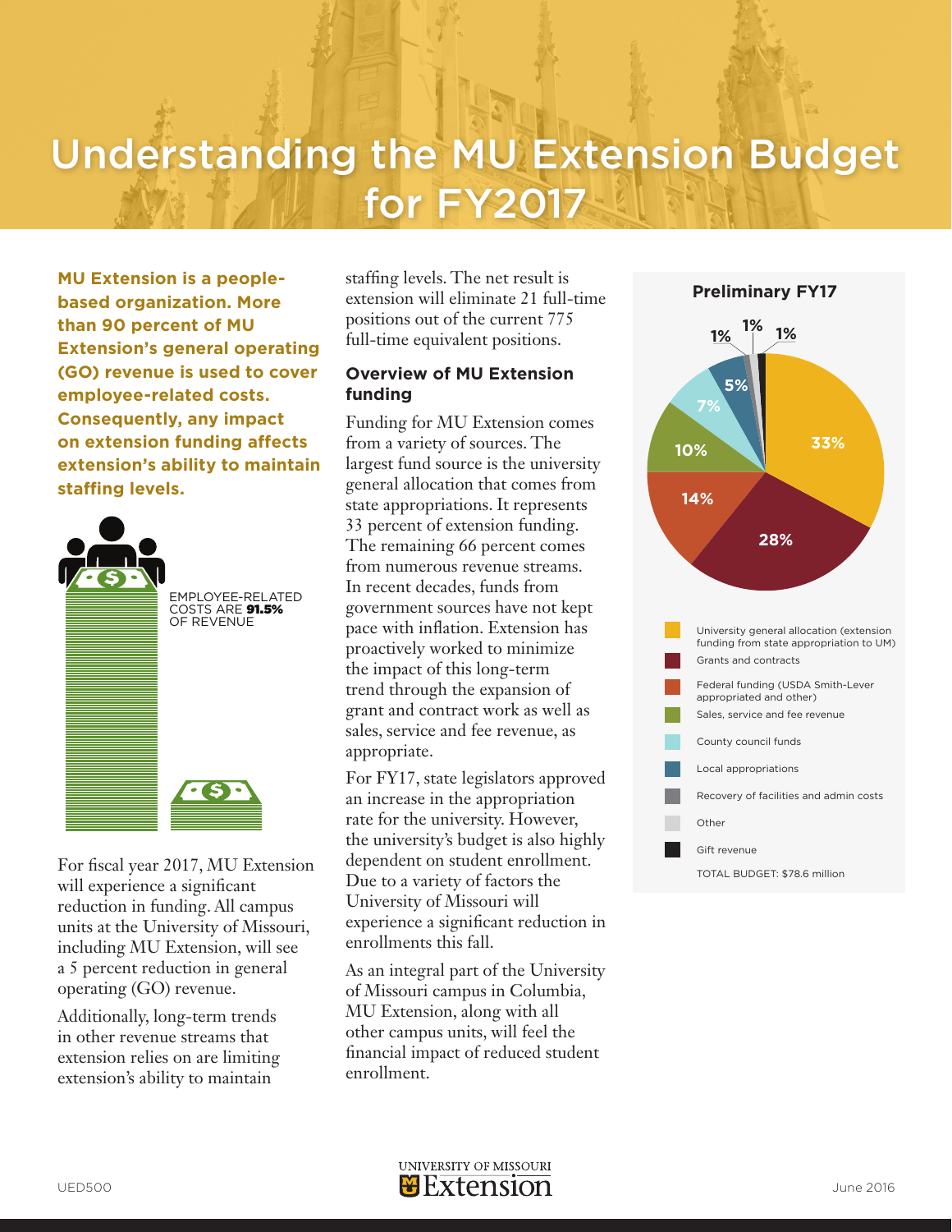# Understanding the MU Extension Budget for FY2017

**MU Extension is a people-based organization. More than 90 percent of MU Extension's general operating (GO) revenue is used to cover employee-related costs. Consequently, any impact on extension funding affects extension's ability to maintain staffing levels.**

EMPLOYEE-RELATED COSTS ARE **91.5%** OF REVENUE

For fiscal year 2017, MU Extension will experience a significant reduction in funding. All campus units at the University of Missouri, including MU Extension, will see a 5 percent reduction in general operating (GO) revenue.

Additionally, long-term trends in other revenue streams that extension relies on are limiting extension's ability to maintain staffing levels. The net result is extension will eliminate 21 full-time positions out of the current 775 full-time equivalent positions.

## Overview of MU Extension funding

Funding for MU Extension comes from a variety of sources. The largest fund source is the university general allocation that comes from state appropriations. It represents 33 percent of extension funding. The remaining 66 percent comes from numerous revenue streams. In recent decades, funds from government sources have not kept pace with inflation. Extension has proactively worked to minimize the impact of this long-term trend through the expansion of grant and contract work as well as sales, service and fee revenue, as appropriate.

For FY17, state legislators approved an increase in the appropriation rate for the university. However, the university's budget is also highly dependent on student enrollment. Due to a variety of factors the University of Missouri will experience a significant reduction in enrollments this fall.

As an integral part of the University of Missouri campus in Columbia, MU Extension, along with all other campus units, will feel the financial impact of reduced student enrollment.

**Preliminary FY17**

| Source | Percent |
|---|---|
| University general allocation (extension funding from state appropriation to UM) | 33% |
| Grants and contracts | 28% |
| Federal funding (USDA Smith-Lever appropriated and other) | 14% |
| Sales, service and fee revenue | 10% |
| County council funds | 7% |
| Local appropriations | 5% |
| Recovery of facilities and admin costs | 1% |
| Other | 1% |
| Gift revenue | 1% |

TOTAL BUDGET: $78.6 million

UED500

June 2016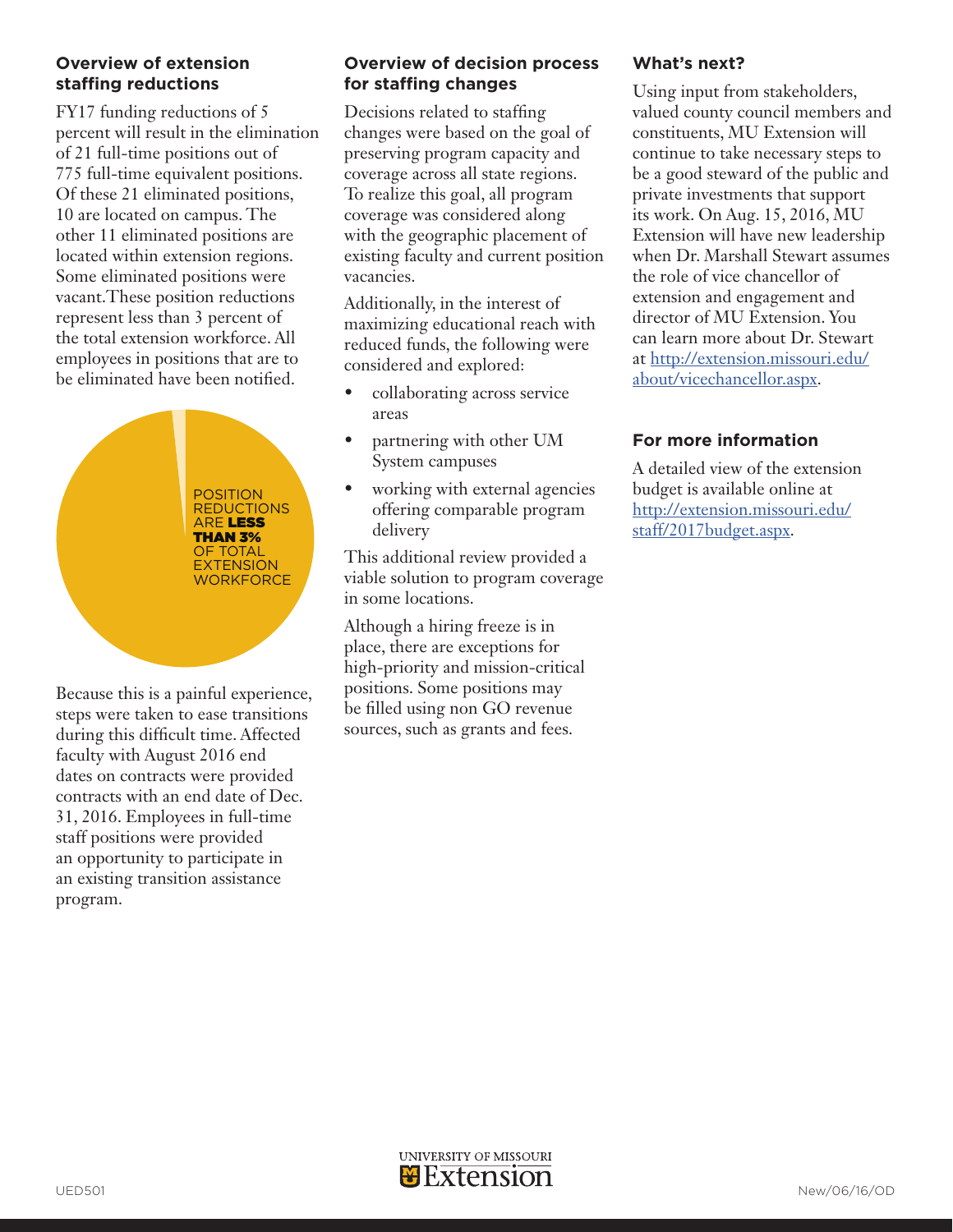## Overview of extension staffing reductions

FY17 funding reductions of 5 percent will result in the elimination of 21 full-time positions out of 775 full-time equivalent positions. Of these 21 eliminated positions, 10 are located on campus. The other 11 eliminated positions are located within extension regions. Some eliminated positions were vacant. These position reductions represent less than 3 percent of the total extension workforce. All employees in positions that are to be eliminated have been notified.

POSITION REDUCTIONS ARE **LESS THAN 3%** OF TOTAL EXTENSION WORKFORCE

Because this is a painful experience, steps were taken to ease transitions during this difficult time. Affected faculty with August 2016 end dates on contracts were provided contracts with an end date of Dec. 31, 2016. Employees in full-time staff positions were provided an opportunity to participate in an existing transition assistance program.

## Overview of decision process for staffing changes

Decisions related to staffing changes were based on the goal of preserving program capacity and coverage across all state regions. To realize this goal, all program coverage was considered along with the geographic placement of existing faculty and current position vacancies.

Additionally, in the interest of maximizing educational reach with reduced funds, the following were considered and explored:

- collaborating across service areas
- partnering with other UM System campuses
- working with external agencies offering comparable program delivery

This additional review provided a viable solution to program coverage in some locations.

Although a hiring freeze is in place, there are exceptions for high-priority and mission-critical positions. Some positions may be filled using non GO revenue sources, such as grants and fees.

## What's next?

Using input from stakeholders, valued county council members and constituents, MU Extension will continue to take necessary steps to be a good steward of the public and private investments that support its work. On Aug. 15, 2016, MU Extension will have new leadership when Dr. Marshall Stewart assumes the role of vice chancellor of extension and engagement and director of MU Extension. You can learn more about Dr. Stewart at http://extension.missouri.edu/about/vicechancellor.aspx.

## For more information

A detailed view of the extension budget is available online at http://extension.missouri.edu/staff/2017budget.aspx.

UNIVERSITY OF MISSOURI Extension

UED501

New/06/16/OD